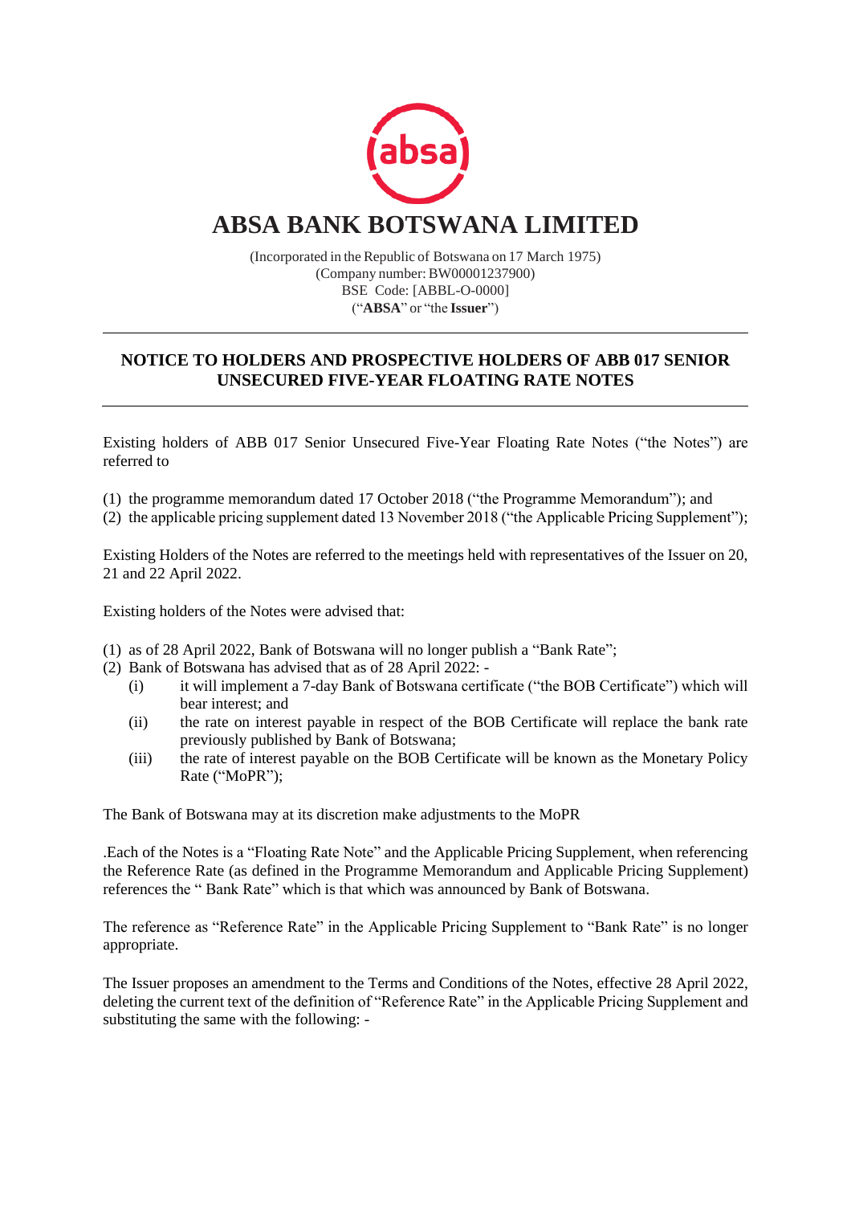# ABSA BANK BOTSWANA LIMITED

(Incorporated in the Republic of Botswana on 17 March 1975)
(Company number: BW00001237900)
BSE Code: [ABBL-O-0000]
("**ABSA**" or "the **Issuer**")

---

## NOTICE TO HOLDERS AND PROSPECTIVE HOLDERS OF ABB 017 SENIOR UNSECURED FIVE-YEAR FLOATING RATE NOTES

---

Existing holders of ABB 017 Senior Unsecured Five-Year Floating Rate Notes ("the Notes") are referred to

(1) the programme memorandum dated 17 October 2018 ("the Programme Memorandum"); and
(2) the applicable pricing supplement dated 13 November 2018 ("the Applicable Pricing Supplement");

Existing Holders of the Notes are referred to the meetings held with representatives of the Issuer on 20, 21 and 22 April 2022.

Existing holders of the Notes were advised that:

(1) as of 28 April 2022, Bank of Botswana will no longer publish a "Bank Rate";
(2) Bank of Botswana has advised that as of 28 April 2022: -
    (i) it will implement a 7-day Bank of Botswana certificate ("the BOB Certificate") which will bear interest; and
    (ii) the rate on interest payable in respect of the BOB Certificate will replace the bank rate previously published by Bank of Botswana;
    (iii) the rate of interest payable on the BOB Certificate will be known as the Monetary Policy Rate ("MoPR");

The Bank of Botswana may at its discretion make adjustments to the MoPR

.Each of the Notes is a "Floating Rate Note" and the Applicable Pricing Supplement, when referencing the Reference Rate (as defined in the Programme Memorandum and Applicable Pricing Supplement) references the " Bank Rate" which is that which was announced by Bank of Botswana.

The reference as "Reference Rate" in the Applicable Pricing Supplement to "Bank Rate" is no longer appropriate.

The Issuer proposes an amendment to the Terms and Conditions of the Notes, effective 28 April 2022, deleting the current text of the definition of "Reference Rate" in the Applicable Pricing Supplement and substituting the same with the following: -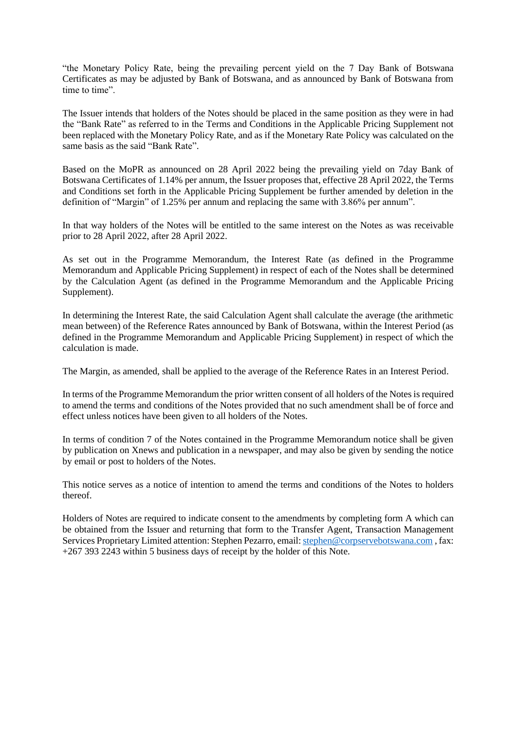"the Monetary Policy Rate, being the prevailing percent yield on the 7 Day Bank of Botswana Certificates as may be adjusted by Bank of Botswana, and as announced by Bank of Botswana from time to time".

The Issuer intends that holders of the Notes should be placed in the same position as they were in had the "Bank Rate" as referred to in the Terms and Conditions in the Applicable Pricing Supplement not been replaced with the Monetary Policy Rate, and as if the Monetary Rate Policy was calculated on the same basis as the said "Bank Rate".

Based on the MoPR as announced on 28 April 2022 being the prevailing yield on 7day Bank of Botswana Certificates of 1.14% per annum, the Issuer proposes that, effective 28 April 2022, the Terms and Conditions set forth in the Applicable Pricing Supplement be further amended by deletion in the definition of "Margin" of 1.25% per annum and replacing the same with 3.86% per annum".

In that way holders of the Notes will be entitled to the same interest on the Notes as was receivable prior to 28 April 2022, after 28 April 2022.

As set out in the Programme Memorandum, the Interest Rate (as defined in the Programme Memorandum and Applicable Pricing Supplement) in respect of each of the Notes shall be determined by the Calculation Agent (as defined in the Programme Memorandum and the Applicable Pricing Supplement).

In determining the Interest Rate, the said Calculation Agent shall calculate the average (the arithmetic mean between) of the Reference Rates announced by Bank of Botswana, within the Interest Period (as defined in the Programme Memorandum and Applicable Pricing Supplement) in respect of which the calculation is made.

The Margin, as amended, shall be applied to the average of the Reference Rates in an Interest Period.

In terms of the Programme Memorandum the prior written consent of all holders of the Notes is required to amend the terms and conditions of the Notes provided that no such amendment shall be of force and effect unless notices have been given to all holders of the Notes.

In terms of condition 7 of the Notes contained in the Programme Memorandum notice shall be given by publication on Xnews and publication in a newspaper, and may also be given by sending the notice by email or post to holders of the Notes.

This notice serves as a notice of intention to amend the terms and conditions of the Notes to holders thereof.

Holders of Notes are required to indicate consent to the amendments by completing form A which can be obtained from the Issuer and returning that form to the Transfer Agent, Transaction Management Services Proprietary Limited attention: Stephen Pezarro, email: stephen@corpservebotswana.com , fax: +267 393 2243 within 5 business days of receipt by the holder of this Note.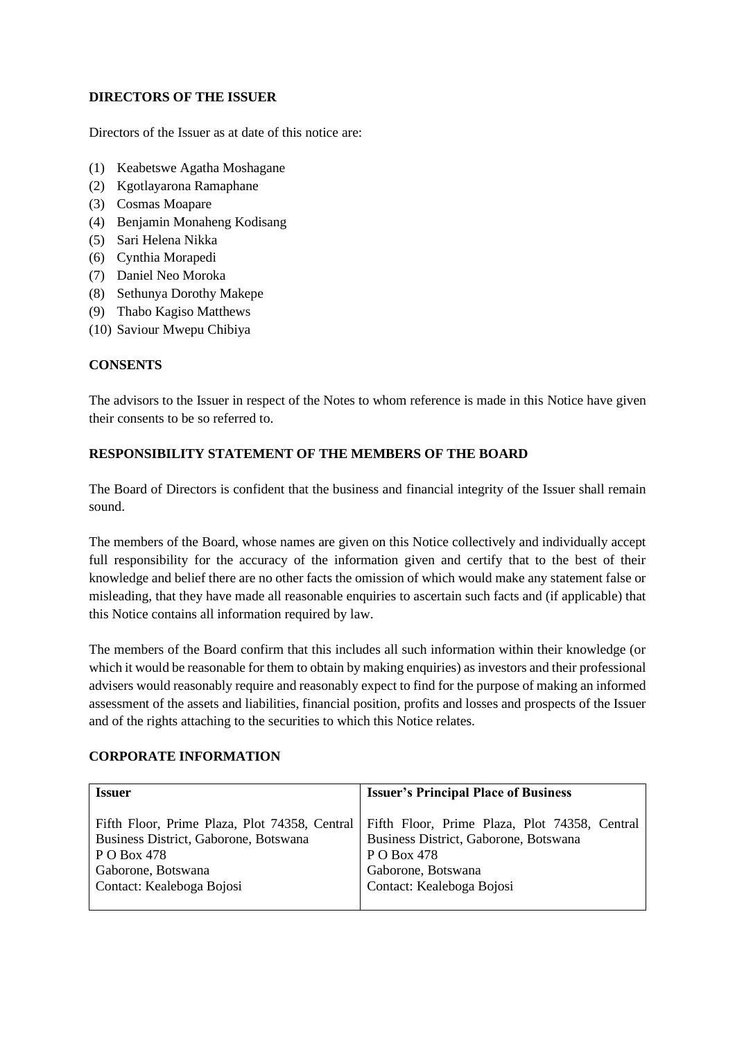**DIRECTORS OF THE ISSUER**

Directors of the Issuer as at date of this notice are:

(1) Keabetswe Agatha Moshagane
(2) Kgotlayarona Ramaphane
(3) Cosmas Moapare
(4) Benjamin Monaheng Kodisang
(5) Sari Helena Nikka
(6) Cynthia Morapedi
(7) Daniel Neo Moroka
(8) Sethunya Dorothy Makepe
(9) Thabo Kagiso Matthews
(10) Saviour Mwepu Chibiya

**CONSENTS**

The advisors to the Issuer in respect of the Notes to whom reference is made in this Notice have given their consents to be so referred to.

**RESPONSIBILITY STATEMENT OF THE MEMBERS OF THE BOARD**

The Board of Directors is confident that the business and financial integrity of the Issuer shall remain sound.

The members of the Board, whose names are given on this Notice collectively and individually accept full responsibility for the accuracy of the information given and certify that to the best of their knowledge and belief there are no other facts the omission of which would make any statement false or misleading, that they have made all reasonable enquiries to ascertain such facts and (if applicable) that this Notice contains all information required by law.

The members of the Board confirm that this includes all such information within their knowledge (or which it would be reasonable for them to obtain by making enquiries) as investors and their professional advisers would reasonably require and reasonably expect to find for the purpose of making an informed assessment of the assets and liabilities, financial position, profits and losses and prospects of the Issuer and of the rights attaching to the securities to which this Notice relates.

**CORPORATE INFORMATION**

| **Issuer** | **Issuer's Principal Place of Business** |
|---|---|
| Fifth Floor, Prime Plaza, Plot 74358, Central Business District, Gaborone, Botswana<br>P O Box 478<br>Gaborone, Botswana<br>Contact: Kealeboga Bojosi | Fifth Floor, Prime Plaza, Plot 74358, Central Business District, Gaborone, Botswana<br>P O Box 478<br>Gaborone, Botswana<br>Contact: Kealeboga Bojosi |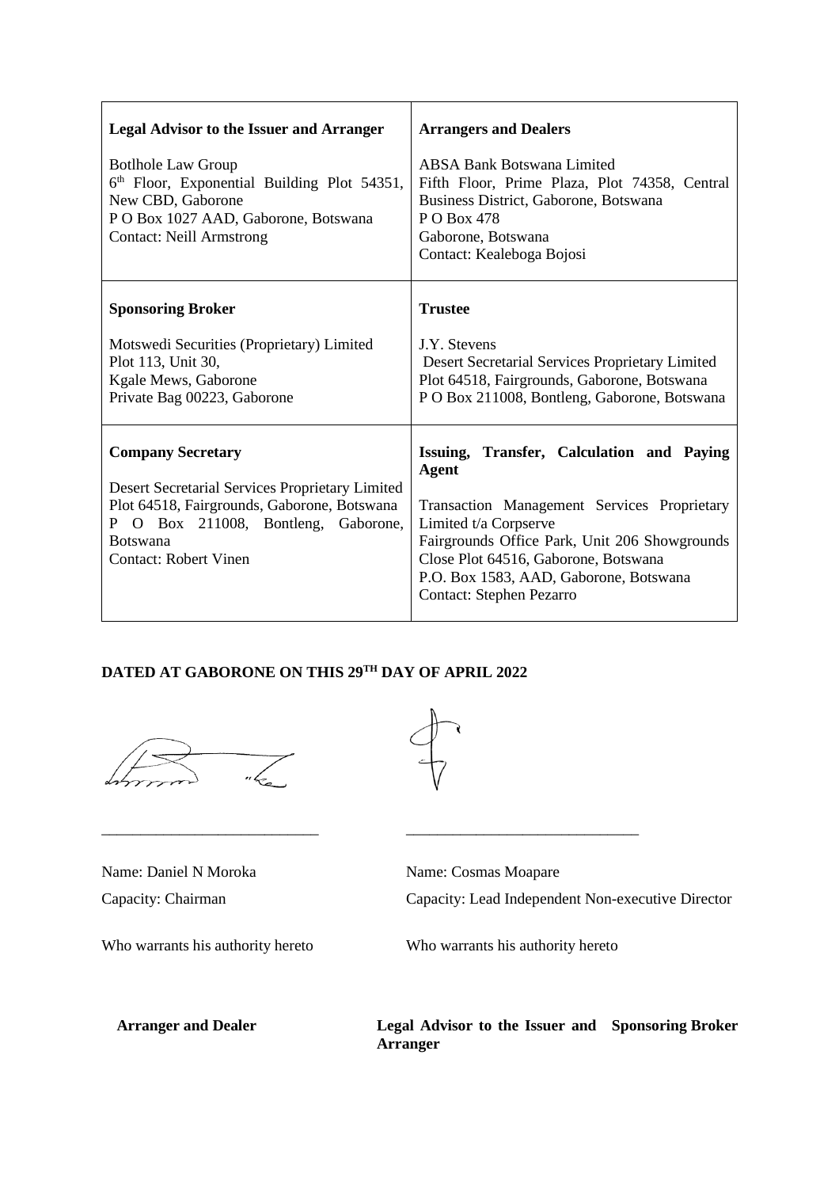| **Legal Advisor to the Issuer and Arranger** | **Arrangers and Dealers** |
|---|---|
| Botlhole Law Group<br>6th Floor, Exponential Building Plot 54351, New CBD, Gaborone<br>P O Box 1027 AAD, Gaborone, Botswana<br>Contact: Neill Armstrong | ABSA Bank Botswana Limited<br>Fifth Floor, Prime Plaza, Plot 74358, Central Business District, Gaborone, Botswana<br>P O Box 478<br>Gaborone, Botswana<br>Contact: Kealeboga Bojosi |
| **Sponsoring Broker** | **Trustee** |
| Motswedi Securities (Proprietary) Limited<br>Plot 113, Unit 30,<br>Kgale Mews, Gaborone<br>Private Bag 00223, Gaborone | J.Y. Stevens<br>Desert Secretarial Services Proprietary Limited<br>Plot 64518, Fairgrounds, Gaborone, Botswana<br>P O Box 211008, Bontleng, Gaborone, Botswana |
| **Company Secretary** | **Issuing, Transfer, Calculation and Paying Agent** |
| Desert Secretarial Services Proprietary Limited<br>Plot 64518, Fairgrounds, Gaborone, Botswana<br>P O Box 211008, Bontleng, Gaborone, Botswana<br>Contact: Robert Vinen | Transaction Management Services Proprietary Limited t/a Corpserve<br>Fairgrounds Office Park, Unit 206 Showgrounds Close Plot 64516, Gaborone, Botswana<br>P.O. Box 1583, AAD, Gaborone, Botswana<br>Contact: Stephen Pezarro |

**DATED AT GABORONE ON THIS 29TH DAY OF APRIL 2022**

| | |
|---|---|
| ____________________________ | ______________________________ |
| Name: Daniel N Moroka | Name: Cosmas Moapare |
| Capacity: Chairman | Capacity: Lead Independent Non-executive Director |
| Who warrants his authority hereto | Who warrants his authority hereto |

| **Arranger and Dealer** | **Legal Advisor to the Issuer and Arranger** | **Sponsoring Broker** |
|---|---|---|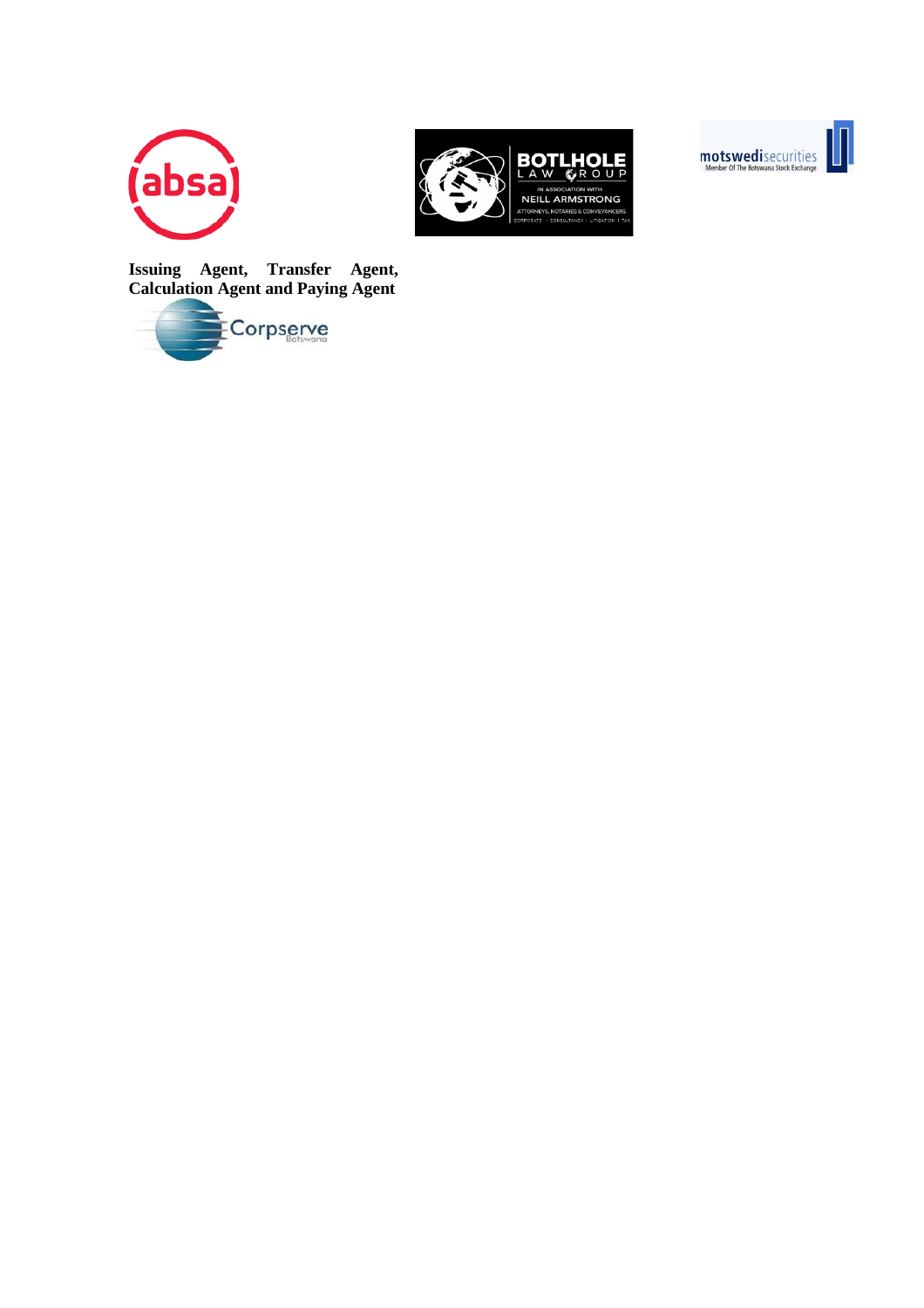**Issuing Agent, Transfer Agent, Calculation Agent and Paying Agent**